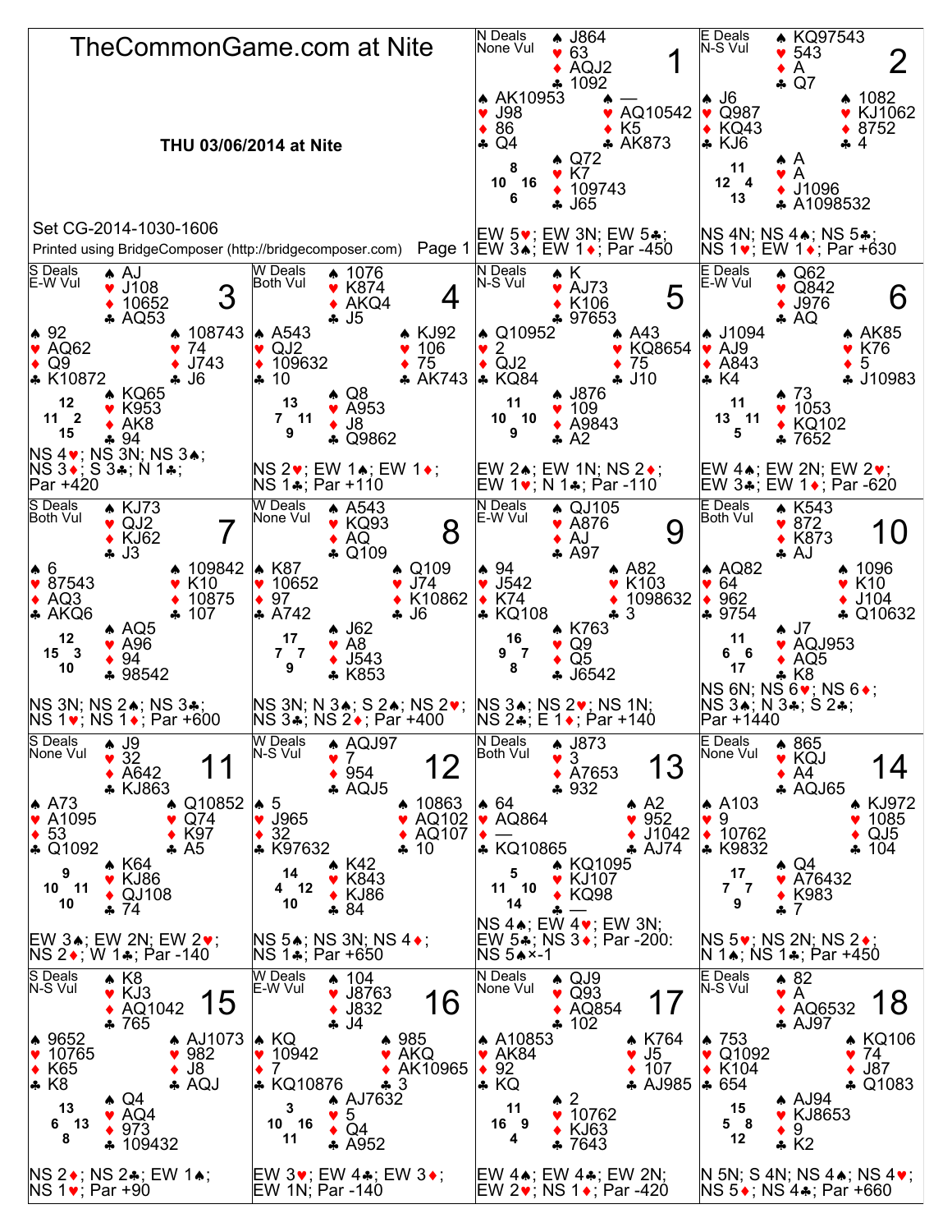# TheCommonGame.com at Nite

**THU 03/06/2014 at Nite**

Set CG-2014-1030-1606

Printed using BridgeComposer (http://bridgecomposer.com)

## Board 1

N Deals, None Vul

| Hand | ♠ | ♥ | ♦ | ♣ |
|---|---|---|---|---|
| North | J864 | 63 | AQJ2 | 1092 |
| West | AK10953 | J98 | 86 | Q4 |
| East | — | AQ10542 | K5 | AK873 |
| South | Q72 | K7 | 109743 | J65 |

HCP: N 8, W 10, E 16, S 6

EW 5♥; EW 3N; EW 5♣; EW 3♠; EW 1♦; Par -450

## Board 2

E Deals, N-S Vul

| Hand | ♠ | ♥ | ♦ | ♣ |
|---|---|---|---|---|
| North | KQ97543 | 543 | A | Q7 |
| West | J6 | Q987 | KQ43 | KJ6 |
| East | 1082 | KJ1062 | 8752 | 4 |
| South | A | A | J1096 | A1098532 |

HCP: N 11, W 12, E 4, S 13

NS 4N; NS 4♠; NS 5♣; NS 1♥; EW 1♦; Par +630

## Board 3

S Deals, E-W Vul

| Hand | ♠ | ♥ | ♦ | ♣ |
|---|---|---|---|---|
| North | AJ | J108 | 10652 | AQ53 |
| West | 92 | AQ62 | Q9 | K10872 |
| East | 108743 | 74 | J743 | J6 |
| South | KQ65 | K953 | AK8 | 94 |

HCP: N 12, W 11, E 2, S 15

NS 4♥; NS 3N; NS 3♠; NS 3♦; S 3♣; N 1♣; Par +420

## Board 4

W Deals, Both Vul

| Hand | ♠ | ♥ | ♦ | ♣ |
|---|---|---|---|---|
| North | 1076 | K874 | AKQ4 | J5 |
| West | A543 | QJ2 | 109632 | 10 |
| East | KJ92 | 106 | 75 | AK743 |
| South | Q8 | A953 | J8 | Q9862 |

HCP: N 13, W 7, E 11, S 9

NS 2♥; EW 1♠; EW 1♦; NS 1♣; Par +110

## Board 5

N Deals, N-S Vul

| Hand | ♠ | ♥ | ♦ | ♣ |
|---|---|---|---|---|
| North | K | AJ73 | K106 | 97653 |
| West | Q10952 | 2 | QJ2 | KQ84 |
| East | A43 | KQ8654 | 75 | J10 |
| South | J876 | 109 | A9843 | A2 |

HCP: N 11, W 10, E 10, S 9

EW 2♠; EW 1N; NS 2♦; EW 1♥; N 1♣; Par -110

## Board 6

E Deals, E-W Vul

| Hand | ♠ | ♥ | ♦ | ♣ |
|---|---|---|---|---|
| North | Q62 | Q842 | J976 | AQ |
| West | J1094 | AJ9 | A843 | K4 |
| East | AK85 | K76 | 5 | J10983 |
| South | 73 | 1053 | KQ102 | 7652 |

HCP: N 11, W 13, E 11, S 5

EW 4♠; EW 2N; EW 2♥; EW 3♣; EW 1♦; Par -620

## Board 7

S Deals, Both Vul

| Hand | ♠ | ♥ | ♦ | ♣ |
|---|---|---|---|---|
| North | KJ73 | QJ2 | KJ62 | J3 |
| West | 6 | 87543 | AQ3 | AKQ6 |
| East | 109842 | K10 | 10875 | 107 |
| South | AQ5 | A96 | 94 | 98542 |

HCP: N 12, W 15, E 3, S 10

NS 3N; NS 2♠; NS 3♣; NS 1♥; NS 1♦; Par +600

## Board 8

W Deals, None Vul

| Hand | ♠ | ♥ | ♦ | ♣ |
|---|---|---|---|---|
| North | A543 | KQ93 | AQ | Q109 |
| West | K87 | 10652 | 97 | A742 |
| East | Q109 | J74 | K10862 | J6 |
| South | J62 | A8 | J543 | K853 |

HCP: N 17, W 7, E 7, S 9

NS 3N; N 3♠; S 2♠; NS 2♥; NS 3♣; NS 2♦; Par +400

## Board 9

N Deals, E-W Vul

| Hand | ♠ | ♥ | ♦ | ♣ |
|---|---|---|---|---|
| North | QJ105 | A876 | AJ | A97 |
| West | 94 | J542 | K74 | KQ108 |
| East | A82 | K103 | 1098632 | 3 |
| South | K763 | Q9 | Q5 | J6542 |

HCP: N 16, W 9, E 7, S 8

NS 3♠; NS 2♥; NS 1N; NS 2♣; E 1♦; Par +140

## Board 10

E Deals, Both Vul

| Hand | ♠ | ♥ | ♦ | ♣ |
|---|---|---|---|---|
| North | K543 | 872 | K873 | AJ |
| West | AQ82 | 64 | 962 | 9754 |
| East | 1096 | K10 | J104 | Q10632 |
| South | J7 | AQJ953 | AQ5 | K8 |

HCP: N 11, W 6, E 6, S 17

NS 6N; NS 6♥; NS 6♦; NS 3♠; N 3♣; S 2♣; Par +1440

## Board 11

S Deals, None Vul

| Hand | ♠ | ♥ | ♦ | ♣ |
|---|---|---|---|---|
| North | J9 | 32 | A642 | KJ863 |
| West | A73 | A1095 | 53 | Q1092 |
| East | Q10852 | Q74 | K97 | A5 |
| South | K64 | KJ86 | QJ108 | 74 |

HCP: N 9, W 10, E 11, S 10

EW 3♠; EW 2N; EW 2♥; NS 2♦; W 1♣; Par -140

## Board 12

W Deals, N-S Vul

| Hand | ♠ | ♥ | ♦ | ♣ |
|---|---|---|---|---|
| North | AQJ97 | 7 | 954 | AQJ5 |
| West | 5 | J965 | 32 | K97632 |
| East | 10863 | AQ102 | AQ107 | 10 |
| South | K42 | K843 | KJ86 | 84 |

HCP: N 14, W 4, E 12, S 10

NS 5♠; NS 3N; NS 4♦; NS 1♣; Par +650

## Board 13

N Deals, Both Vul

| Hand | ♠ | ♥ | ♦ | ♣ |
|---|---|---|---|---|
| North | J873 | 3 | A7653 | 932 |
| West | 64 | AQ864 | — | KQ10865 |
| East | A2 | 952 | J1042 | AJ74 |
| South | KQ1095 | KJ107 | KQ98 | — |

HCP: N 5, W 11, E 10, S 14

NS 4♠; NS 4♥; EW 3N; EW 5♣; NS 3♦; Par -200: NS 5♠×-1

## Board 14

E Deals, None Vul

| Hand | ♠ | ♥ | ♦ | ♣ |
|---|---|---|---|---|
| North | 865 | KQJ | A4 | AQJ65 |
| West | A103 | 9 | 10762 | K9832 |
| East | KJ972 | 1085 | QJ5 | 104 |
| South | Q4 | A76432 | K983 | 7 |

HCP: N 17, W 7, E 7, S 9

NS 5♥; NS 2N; NS 2♦; N 1♠; NS 1♣; Par +450

## Board 15

S Deals, N-S Vul

| Hand | ♠ | ♥ | ♦ | ♣ |
|---|---|---|---|---|
| North | K8 | KJ3 | AQ1042 | 765 |
| West | 9652 | 10765 | K65 | K8 |
| East | AJ1073 | 982 | J8 | AQJ |
| South | Q4 | AQ4 | 973 | 109432 |

HCP: N 13, W 6, E 13, S 8

NS 2♦; NS 2♣; EW 1♠; NS 1♥; Par +90

## Board 16

W Deals, E-W Vul

| Hand | ♠ | ♥ | ♦ | ♣ |
|---|---|---|---|---|
| North | 104 | J8763 | J832 | J4 |
| West | KQ | 10942 | 7 | KQ10876 |
| East | 985 | AKQ | AK10965 | 3 |
| South | AJ7632 | 5 | Q4 | A952 |

HCP: N 3, W 10, E 16, S 11

EW 3♥; EW 4♣; EW 3♦; EW 1N; Par -140

## Board 17

N Deals, None Vul

| Hand | ♠ | ♥ | ♦ | ♣ |
|---|---|---|---|---|
| North | QJ9 | Q93 | AQ854 | 102 |
| West | A10853 | AK84 | 92 | KQ |
| East | K764 | J5 | 107 | AJ985 |
| South | 2 | 10762 | KJ63 | 7643 |

HCP: N 11, W 16, E 9, S 4

EW 4♠; EW 4♣; EW 2N; EW 2♥; NS 1♦; Par -420

## Board 18

E Deals, N-S Vul

| Hand | ♠ | ♥ | ♦ | ♣ |
|---|---|---|---|---|
| North | 82 | A | AQ6532 | AJ97 |
| West | 753 | Q1092 | K104 | 654 |
| East | KQ106 | 74 | J87 | Q1083 |
| South | AJ94 | KJ8653 | 9 | K2 |

HCP: N 15, W 5, E 8, S 12

N 5N; S 4N; NS 4♠; NS 4♥; NS 5♦; NS 4♣; Par +660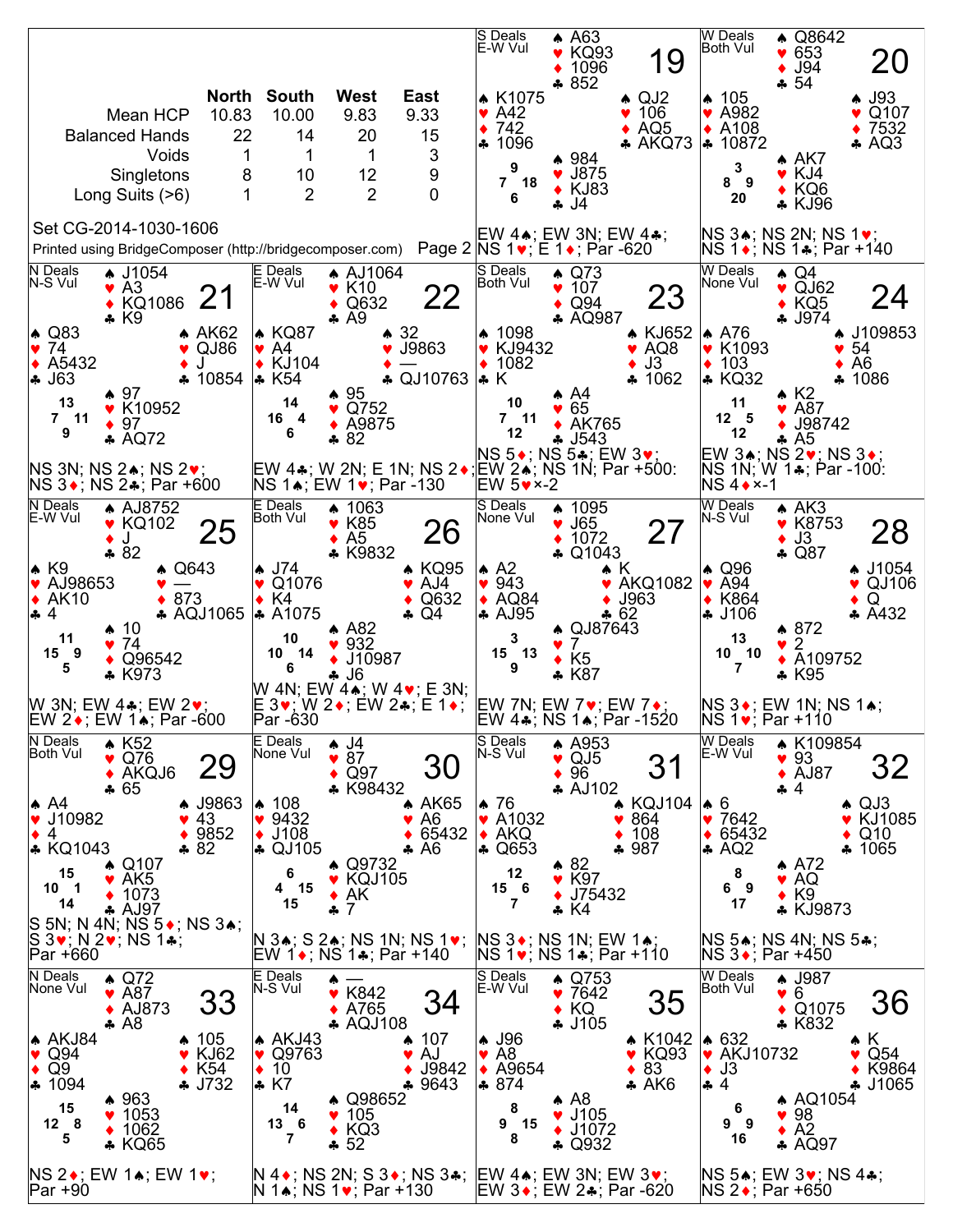| | North | South | West | East |
|---|---|---|---|---|
| Mean HCP | 10.83 | 10.00 | 9.83 | 9.33 |
| Balanced Hands | 22 | 14 | 20 | 15 |
| Voids | 1 | 1 | 1 | 3 |
| Singletons | 8 | 10 | 12 | 9 |
| Long Suits (>6) | 1 | 2 | 2 | 0 |

Set CG-2014-1030-1606

Printed using BridgeComposer (http://bridgecomposer.com)

## Board 19

S Deals, E-W Vul

North: ♠ A63 ♥ KQ93 ♦ 1096 ♣ 852

West: ♠ K1075 ♥ A42 ♦ 742 ♣ 1096

East: ♠ QJ2 ♥ 106 ♦ AQ5 ♣ AKQ73

South: ♠ 984 ♥ J875 ♦ KJ83 ♣ J4

HCP: N 9, W 7, E 18, S 6

EW 4♠; EW 3N; EW 4♣; NS 1♥; E 1♦; Par -620

## Board 20

W Deals, Both Vul

North: ♠ Q8642 ♥ 653 ♦ J94 ♣ 54

West: ♠ 105 ♥ A982 ♦ A108 ♣ 10872

East: ♠ J93 ♥ Q107 ♦ 7532 ♣ AQ3

South: ♠ AK7 ♥ KJ4 ♦ KQ6 ♣ KJ96

HCP: N 3, W 8, E 9, S 20

NS 3♠; NS 2N; NS 1♥; NS 1♦; NS 1♣; Par +140

## Board 21

N Deals, N-S Vul

North: ♠ J1054 ♥ A3 ♦ KQ1086 ♣ K9

West: ♠ Q83 ♥ 74 ♦ A5432 ♣ J63

East: ♠ AK62 ♥ QJ86 ♦ J ♣ 10854

South: ♠ 97 ♥ K10952 ♦ 97 ♣ AQ72

HCP: N 13, W 7, E 11, S 9

NS 3N; NS 2♠; NS 2♥; NS 3♦; NS 2♣; Par +600

## Board 22

E Deals, E-W Vul

North: ♠ AJ1064 ♥ K10 ♦ Q632 ♣ A9

West: ♠ KQ87 ♥ A4 ♦ KJ104 ♣ K54

East: ♠ 32 ♥ J9863 ♦ — ♣ QJ10763

South: ♠ 95 ♥ Q752 ♦ A9875 ♣ 82

HCP: N 14, W 16, E 4, S 6

EW 4♣; W 2N; E 1N; NS 2♦; NS 1♠; EW 1♥; Par -130

## Board 23

S Deals, Both Vul

North: ♠ Q73 ♥ 107 ♦ Q94 ♣ AQ987

West: ♠ 1098 ♥ KJ9432 ♦ 1082 ♣ K

East: ♠ KJ652 ♥ AQ8 ♦ J3 ♣ 1062

South: ♠ A4 ♥ 65 ♦ AK765 ♣ J543

HCP: N 10, W 7, E 11, S 12

NS 5♦; NS 5♣; EW 3♥; EW 2♠; NS 1N; Par +500: EW 5♥×-2

## Board 24

W Deals, None Vul

North: ♠ Q4 ♥ QJ62 ♦ KQ5 ♣ J974

West: ♠ A76 ♥ K1093 ♦ 103 ♣ KQ32

East: ♠ J109853 ♥ 54 ♦ A6 ♣ 1086

South: ♠ K2 ♥ A87 ♦ J98742 ♣ A5

HCP: N 11, W 12, E 5, S 12

EW 3♠; NS 2♥; NS 3♦; NS 1N; W 1♣; Par -100: NS 4♦×-1

## Board 25

N Deals, E-W Vul

North: ♠ AJ8752 ♥ KQ102 ♦ J ♣ 82

West: ♠ K9 ♥ AJ98653 ♦ AK10 ♣ 4

East: ♠ Q643 ♥ — ♦ 873 ♣ AQJ1065

South: ♠ 10 ♥ 74 ♦ Q96542 ♣ K973

HCP: N 11, W 15, E 9, S 5

W 3N; EW 4♣; EW 2♥; EW 2♦; EW 1♠; Par -600

## Board 26

E Deals, Both Vul

North: ♠ 1063 ♥ K85 ♦ A5 ♣ K9832

West: ♠ J74 ♥ Q1076 ♦ K4 ♣ A1075

East: ♠ KQ95 ♥ AJ4 ♦ Q632 ♣ Q4

South: ♠ A82 ♥ 932 ♦ J10987 ♣ J6

HCP: N 10, W 10, E 14, S 6

W 4N; EW 4♠; W 4♥; E 3N; E 3♥; W 2♦; EW 2♣; E 1♦; Par -630

## Board 27

S Deals, None Vul

North: ♠ 1095 ♥ J65 ♦ 1072 ♣ Q1043

West: ♠ A2 ♥ 943 ♦ AQ84 ♣ AJ95

East: ♠ K ♥ AKQ1082 ♦ J963 ♣ 62

South: ♠ QJ87643 ♥ 7 ♦ K5 ♣ K87

HCP: N 3, W 15, E 13, S 9

EW 7N; EW 7♥; EW 7♦; EW 4♣; NS 1♠; Par -1520

## Board 28

W Deals, N-S Vul

North: ♠ AK3 ♥ K8753 ♦ J3 ♣ Q87

West: ♠ Q96 ♥ A94 ♦ K864 ♣ J106

East: ♠ J1054 ♥ QJ106 ♦ Q ♣ A432

South: ♠ 872 ♥ 2 ♦ A109752 ♣ K95

HCP: N 13, W 10, E 10, S 7

NS 3♦; EW 1N; NS 1♠; NS 1♥; Par +110

## Board 29

N Deals, Both Vul

North: ♠ K52 ♥ Q76 ♦ AKQJ6 ♣ 65

West: ♠ A4 ♥ J10982 ♦ 4 ♣ KQ1043

East: ♠ J9863 ♥ 43 ♦ 9852 ♣ 82

South: ♠ Q107 ♥ AK5 ♦ 1073 ♣ AJ97

HCP: N 15, W 10, E 1, S 14

S 5N; N 4N; NS 5♦; NS 3♠; S 3♥; N 2♥; NS 1♣; Par +660

## Board 30

E Deals, None Vul

North: ♠ J4 ♥ 87 ♦ Q97 ♣ K98432

West: ♠ 108 ♥ 9432 ♦ J108 ♣ QJ105

East: ♠ AK65 ♥ A6 ♦ 65432 ♣ A6

South: ♠ Q9732 ♥ KQJ105 ♦ AK ♣ 7

HCP: N 6, W 4, E 15, S 15

N 3♠; S 2♠; NS 1N; NS 1♥; EW 1♦; NS 1♣; Par +140

## Board 31

S Deals, N-S Vul

North: ♠ A953 ♥ QJ5 ♦ 96 ♣ AJ102

West: ♠ 76 ♥ A1032 ♦ AKQ ♣ Q653

East: ♠ KQJ104 ♥ 864 ♦ 108 ♣ 987

South: ♠ 82 ♥ K97 ♦ J75432 ♣ K4

HCP: N 12, W 15, E 6, S 7

NS 3♦; NS 1N; EW 1♠; NS 1♥; NS 1♣; Par +110

## Board 32

W Deals, E-W Vul

North: ♠ K109854 ♥ 93 ♦ AJ87 ♣ 4

West: ♠ 6 ♥ 7642 ♦ 65432 ♣ AQ2

East: ♠ QJ3 ♥ KJ1085 ♦ Q10 ♣ 1065

South: ♠ A72 ♥ AQ ♦ K9 ♣ KJ9873

HCP: N 8, W 6, E 9, S 17

NS 5♠; NS 4N; NS 5♣; NS 3♦; Par +450

## Board 33

N Deals, None Vul

North: ♠ Q72 ♥ A87 ♦ AJ873 ♣ A8

West: ♠ AKJ84 ♥ Q94 ♦ Q9 ♣ 1094

East: ♠ 105 ♥ KJ62 ♦ K54 ♣ J732

South: ♠ 963 ♥ 1053 ♦ 1062 ♣ KQ65

HCP: N 15, W 12, E 8, S 5

NS 2♦; EW 1♠; EW 1♥; Par +90

## Board 34

E Deals, N-S Vul

North: ♠ — ♥ K842 ♦ A765 ♣ AQJ108

West: ♠ AKJ43 ♥ Q9763 ♦ 10 ♣ K7

East: ♠ 107 ♥ AJ ♦ J9842 ♣ 9643

South: ♠ Q98652 ♥ 105 ♦ KQ3 ♣ 52

HCP: N 14, W 13, E 6, S 7

N 4♦; NS 2N; S 3♦; NS 3♣; N 1♠; NS 1♥; Par +130

## Board 35

S Deals, E-W Vul

North: ♠ Q753 ♥ 7642 ♦ KQ ♣ J105

West: ♠ J96 ♥ A8 ♦ A9654 ♣ 874

East: ♠ K1042 ♥ KQ93 ♦ 83 ♣ AK6

South: ♠ A8 ♥ J105 ♦ J1072 ♣ Q932

HCP: N 8, W 9, E 15, S 8

EW 4♠; EW 3N; EW 3♥; EW 3♦; EW 2♣; Par -620

## Board 36

W Deals, Both Vul

North: ♠ J987 ♥ 6 ♦ Q1075 ♣ K832

West: ♠ 632 ♥ AKJ10732 ♦ J3 ♣ 4

East: ♠ K ♥ Q54 ♦ K9864 ♣ J1065

South: ♠ AQ1054 ♥ 98 ♦ A2 ♣ AQ97

HCP: N 6, W 9, E 9, S 16

NS 5♠; EW 3♥; NS 4♣; NS 2♦; Par +650